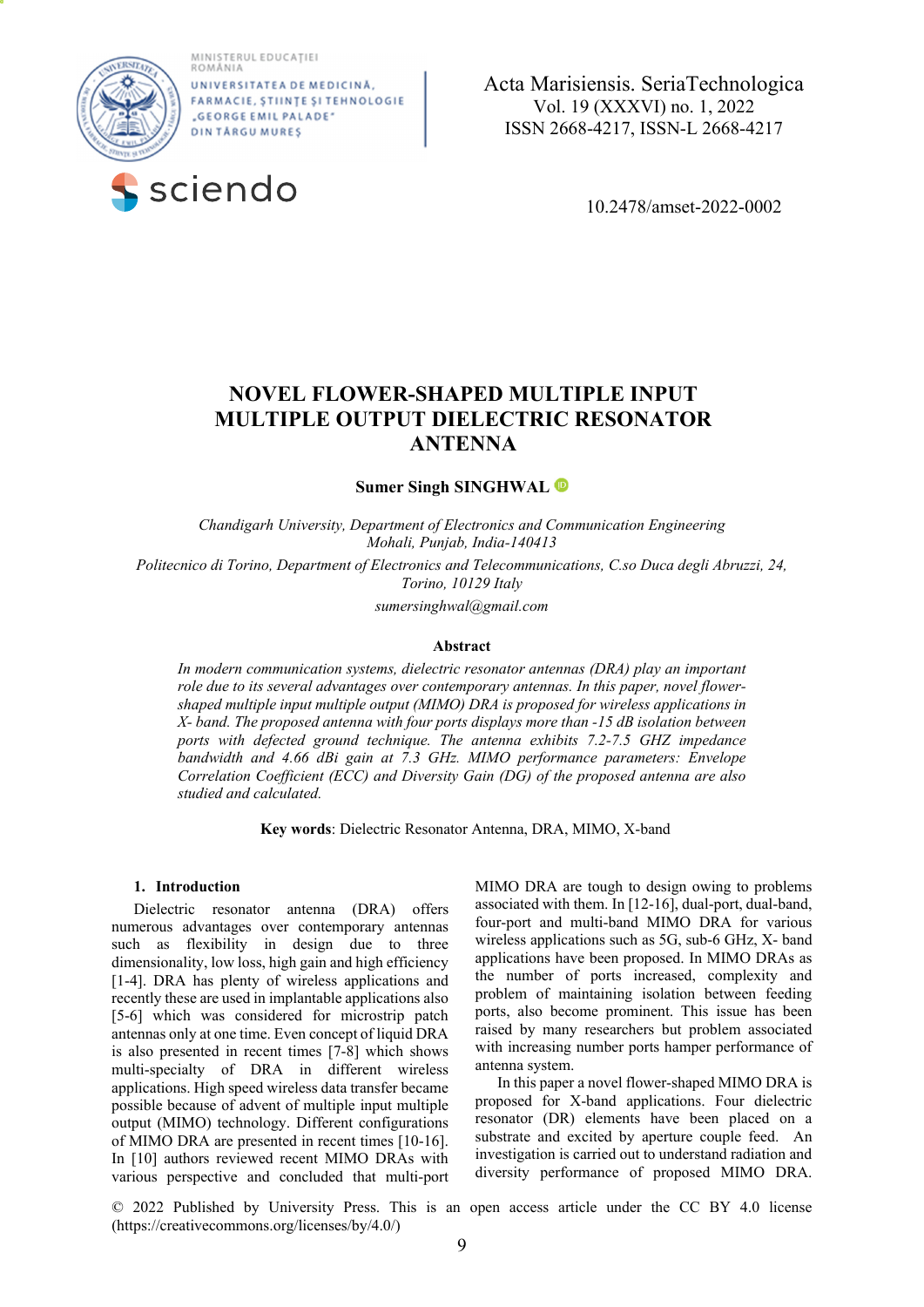# NOVEL FLOWER-SHAPED MULTIPLE INPUT MULTIPLE OUTPUT DIELECTRIC RESONATOR ANTENNA

**Sumer Singh SINGHWAL**

*Chandigarh University, Department of Electronics and Communication Engineering Mohali, Punjab, India-140413*

*Politecnico di Torino, Department of Electronics and Telecommunications, C.so Duca degli Abruzzi, 24, Torino, 10129 Italy*

*sumersinghwal@gmail.com*

### Abstract

*In modern communication systems, dielectric resonator antennas (DRA) play an important role due to its several advantages over contemporary antennas. In this paper, novel flower-shaped multiple input multiple output (MIMO) DRA is proposed for wireless applications in X- band. The proposed antenna with four ports displays more than -15 dB isolation between ports with defected ground technique. The antenna exhibits 7.2-7.5 GHZ impedance bandwidth and 4.66 dBi gain at 7.3 GHz. MIMO performance parameters: Envelope Correlation Coefficient (ECC) and Diversity Gain (DG) of the proposed antenna are also studied and calculated.*

**Key words**: Dielectric Resonator Antenna, DRA, MIMO, X-band

## 1. Introduction

Dielectric resonator antenna (DRA) offers numerous advantages over contemporary antennas such as flexibility in design due to three dimensionality, low loss, high gain and high efficiency [1-4]. DRA has plenty of wireless applications and recently these are used in implantable applications also [5-6] which was considered for microstrip patch antennas only at one time. Even concept of liquid DRA is also presented in recent times [7-8] which shows multi-specialty of DRA in different wireless applications. High speed wireless data transfer became possible because of advent of multiple input multiple output (MIMO) technology. Different configurations of MIMO DRA are presented in recent times [10-16]. In [10] authors reviewed recent MIMO DRAs with various perspective and concluded that multi-port MIMO DRA are tough to design owing to problems associated with them. In [12-16], dual-port, dual-band, four-port and multi-band MIMO DRA for various wireless applications such as 5G, sub-6 GHz, X- band applications have been proposed. In MIMO DRAs as the number of ports increased, complexity and problem of maintaining isolation between feeding ports, also become prominent. This issue has been raised by many researchers but problem associated with increasing number ports hamper performance of antenna system.

In this paper a novel flower-shaped MIMO DRA is proposed for X-band applications. Four dielectric resonator (DR) elements have been placed on a substrate and excited by aperture couple feed. An investigation is carried out to understand radiation and diversity performance of proposed MIMO DRA.

© 2022 Published by University Press. This is an open access article under the CC BY 4.0 license (https://creativecommons.org/licenses/by/4.0/)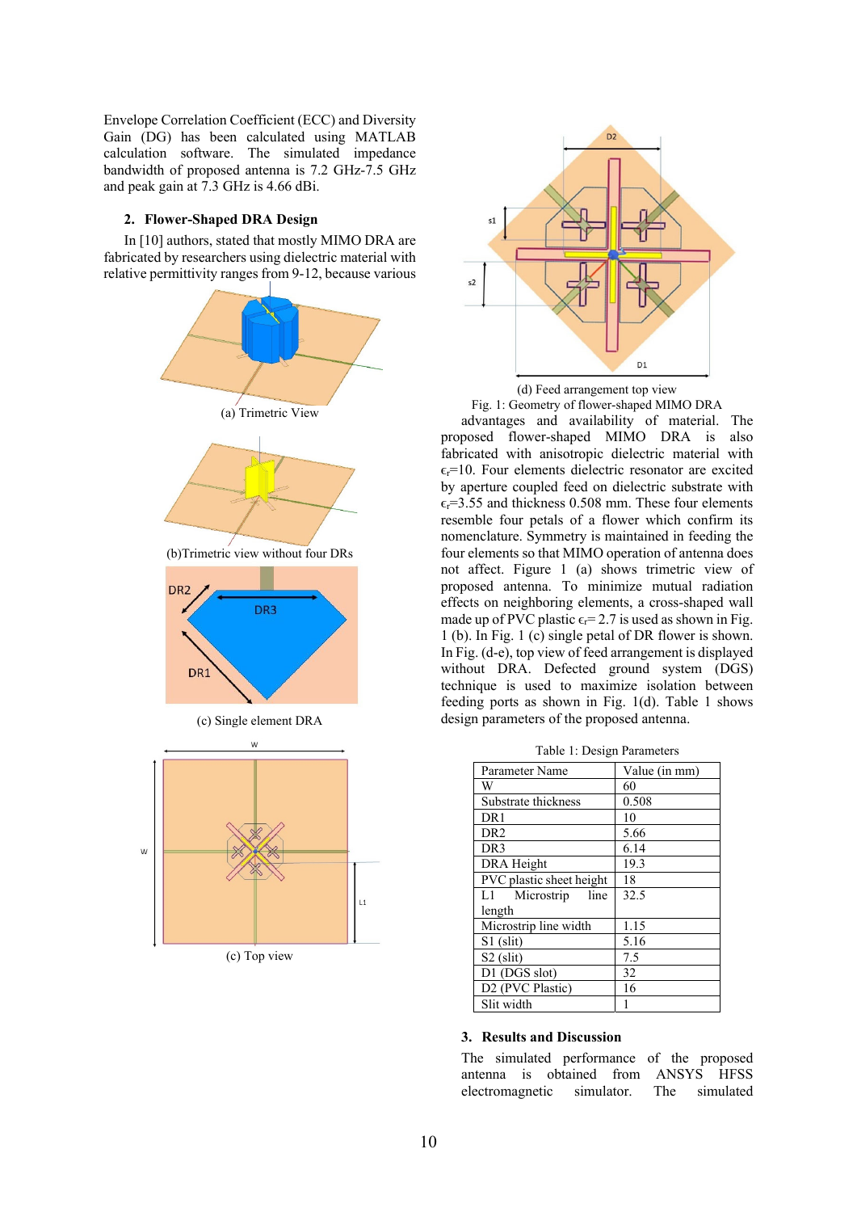Envelope Correlation Coefficient (ECC) and Diversity Gain (DG) has been calculated using MATLAB calculation software. The simulated impedance bandwidth of proposed antenna is 7.2 GHz-7.5 GHz and peak gain at 7.3 GHz is 4.66 dBi.

## 2. Flower-Shaped DRA Design

In [10] authors, stated that mostly MIMO DRA are fabricated by researchers using dielectric material with relative permittivity ranges from 9-12, because various advantages and availability of material. The proposed flower-shaped MIMO DRA is also fabricated with anisotropic dielectric material with $\epsilon_r$=10. Four elements dielectric resonator are excited by aperture coupled feed on dielectric substrate with $\epsilon_r$=3.55 and thickness 0.508 mm. These four elements resemble four petals of a flower which confirm its nomenclature. Symmetry is maintained in feeding the four elements so that MIMO operation of antenna does not affect. Figure 1 (a) shows trimetric view of proposed antenna. To minimize mutual radiation effects on neighboring elements, a cross-shaped wall made up of PVC plastic $\epsilon_r$= 2.7 is used as shown in Fig. 1 (b). In Fig. 1 (c) single petal of DR flower is shown. In Fig. (d-e), top view of feed arrangement is displayed without DRA. Defected ground system (DGS) technique is used to maximize isolation between feeding ports as shown in Fig. 1(d). Table 1 shows design parameters of the proposed antenna.

(a) Trimetric View

(b)Trimetric view without four DRs

(c) Single element DRA

(c) Top view

(d) Feed arrangement top view

Fig. 1: Geometry of flower-shaped MIMO DRA

Table 1: Design Parameters

| Parameter Name | Value (in mm) |
|---|---|
| W | 60 |
| Substrate thickness | 0.508 |
| DR1 | 10 |
| DR2 | 5.66 |
| DR3 | 6.14 |
| DRA Height | 19.3 |
| PVC plastic sheet height | 18 |
| L1 Microstrip line length | 32.5 |
| Microstrip line width | 1.15 |
| S1 (slit) | 5.16 |
| S2 (slit) | 7.5 |
| D1 (DGS slot) | 32 |
| D2 (PVC Plastic) | 16 |
| Slit width | 1 |

## 3. Results and Discussion

The simulated performance of the proposed antenna is obtained from ANSYS HFSS electromagnetic simulator. The simulated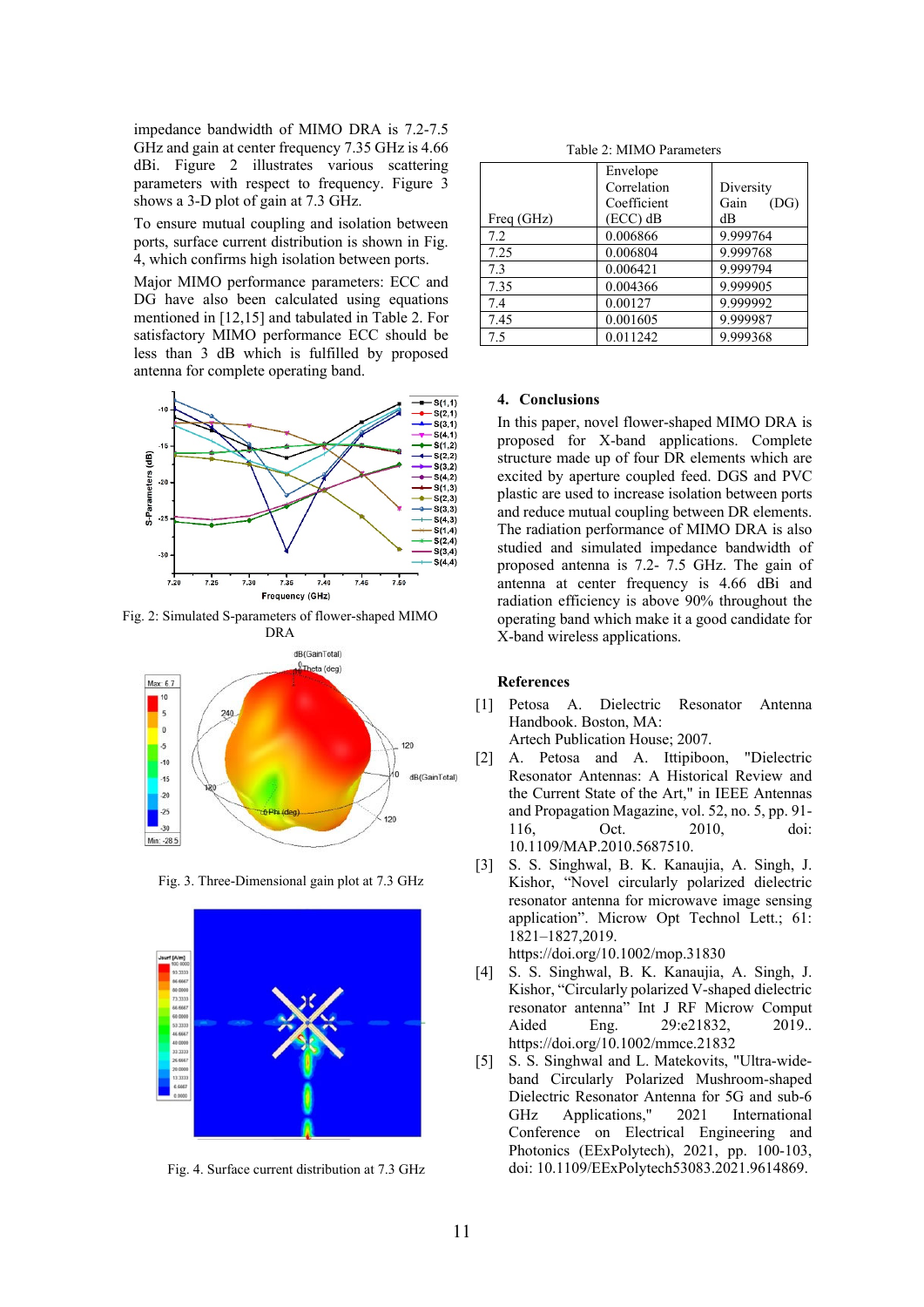impedance bandwidth of MIMO DRA is 7.2-7.5 GHz and gain at center frequency 7.35 GHz is 4.66 dBi. Figure 2 illustrates various scattering parameters with respect to frequency. Figure 3 shows a 3-D plot of gain at 7.3 GHz.

To ensure mutual coupling and isolation between ports, surface current distribution is shown in Fig. 4, which confirms high isolation between ports.

Major MIMO performance parameters: ECC and DG have also been calculated using equations mentioned in [12,15] and tabulated in Table 2. For satisfactory MIMO performance ECC should be less than 3 dB which is fulfilled by proposed antenna for complete operating band.

Fig. 2: Simulated S-parameters of flower-shaped MIMO DRA

Fig. 3. Three-Dimensional gain plot at 7.3 GHz

Fig. 4. Surface current distribution at 7.3 GHz

Table 2: MIMO Parameters

| Freq (GHz) | Envelope Correlation Coefficient (ECC) dB | Diversity Gain (DG) dB |
|---|---|---|
| 7.2 | 0.006866 | 9.999764 |
| 7.25 | 0.006804 | 9.999768 |
| 7.3 | 0.006421 | 9.999794 |
| 7.35 | 0.004366 | 9.999905 |
| 7.4 | 0.00127 | 9.999992 |
| 7.45 | 0.001605 | 9.999987 |
| 7.5 | 0.011242 | 9.999368 |

## 4. Conclusions

In this paper, novel flower-shaped MIMO DRA is proposed for X-band applications. Complete structure made up of four DR elements which are excited by aperture coupled feed. DGS and PVC plastic are used to increase isolation between ports and reduce mutual coupling between DR elements. The radiation performance of MIMO DRA is also studied and simulated impedance bandwidth of proposed antenna is 7.2- 7.5 GHz. The gain of antenna at center frequency is 4.66 dBi and radiation efficiency is above 90% throughout the operating band which make it a good candidate for X-band wireless applications.

## References

[1] Petosa A. Dielectric Resonator Antenna Handbook. Boston, MA: Artech Publication House; 2007.

[2] A. Petosa and A. Ittipiboon, "Dielectric Resonator Antennas: A Historical Review and the Current State of the Art," in IEEE Antennas and Propagation Magazine, vol. 52, no. 5, pp. 91-116, Oct. 2010, doi: 10.1109/MAP.2010.5687510.

[3] S. S. Singhwal, B. K. Kanaujia, A. Singh, J. Kishor, "Novel circularly polarized dielectric resonator antenna for microwave image sensing application". Microw Opt Technol Lett.; 61: 1821–1827,2019. https://doi.org/10.1002/mop.31830

[4] S. S. Singhwal, B. K. Kanaujia, A. Singh, J. Kishor, "Circularly polarized V-shaped dielectric resonator antenna" Int J RF Microw Comput Aided Eng. 29:e21832, 2019.. https://doi.org/10.1002/mmce.21832

[5] S. S. Singhwal and L. Matekovits, "Ultra-wide-band Circularly Polarized Mushroom-shaped Dielectric Resonator Antenna for 5G and sub-6 GHz Applications," 2021 International Conference on Electrical Engineering and Photonics (EExPolytech), 2021, pp. 100-103, doi: 10.1109/EExPolytech53083.2021.9614869.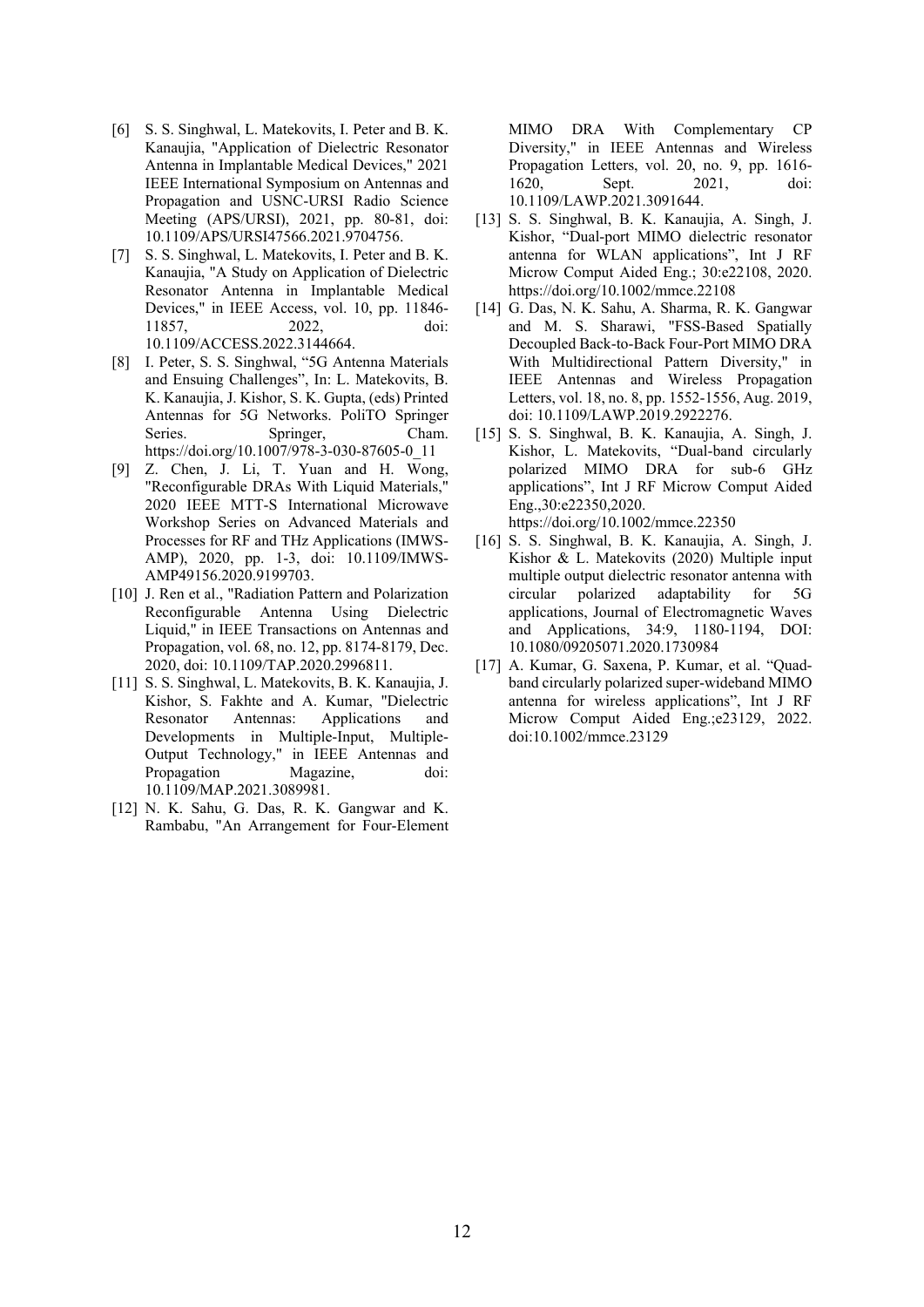[6] S. S. Singhwal, L. Matekovits, I. Peter and B. K. Kanaujia, "Application of Dielectric Resonator Antenna in Implantable Medical Devices," 2021 IEEE International Symposium on Antennas and Propagation and USNC-URSI Radio Science Meeting (APS/URSI), 2021, pp. 80-81, doi: 10.1109/APS/URSI47566.2021.9704756.

[7] S. S. Singhwal, L. Matekovits, I. Peter and B. K. Kanaujia, "A Study on Application of Dielectric Resonator Antenna in Implantable Medical Devices," in IEEE Access, vol. 10, pp. 11846-11857, 2022, doi: 10.1109/ACCESS.2022.3144664.

[8] I. Peter, S. S. Singhwal, "5G Antenna Materials and Ensuing Challenges", In: L. Matekovits, B. K. Kanaujia, J. Kishor, S. K. Gupta, (eds) Printed Antennas for 5G Networks. PoliTO Springer Series. Springer, Cham. https://doi.org/10.1007/978-3-030-87605-0_11

[9] Z. Chen, J. Li, T. Yuan and H. Wong, "Reconfigurable DRAs With Liquid Materials," 2020 IEEE MTT-S International Microwave Workshop Series on Advanced Materials and Processes for RF and THz Applications (IMWS-AMP), 2020, pp. 1-3, doi: 10.1109/IMWS-AMP49156.2020.9199703.

[10] J. Ren et al., "Radiation Pattern and Polarization Reconfigurable Antenna Using Dielectric Liquid," in IEEE Transactions on Antennas and Propagation, vol. 68, no. 12, pp. 8174-8179, Dec. 2020, doi: 10.1109/TAP.2020.2996811.

[11] S. S. Singhwal, L. Matekovits, B. K. Kanaujia, J. Kishor, S. Fakhte and A. Kumar, "Dielectric Resonator Antennas: Applications and Developments in Multiple-Input, Multiple-Output Technology," in IEEE Antennas and Propagation Magazine, doi: 10.1109/MAP.2021.3089981.

[12] N. K. Sahu, G. Das, R. K. Gangwar and K. Rambabu, "An Arrangement for Four-Element MIMO DRA With Complementary CP Diversity," in IEEE Antennas and Wireless Propagation Letters, vol. 20, no. 9, pp. 1616-1620, Sept. 2021, doi: 10.1109/LAWP.2021.3091644.

[13] S. S. Singhwal, B. K. Kanaujia, A. Singh, J. Kishor, "Dual-port MIMO dielectric resonator antenna for WLAN applications", Int J RF Microw Comput Aided Eng.; 30:e22108, 2020. https://doi.org/10.1002/mmce.22108

[14] G. Das, N. K. Sahu, A. Sharma, R. K. Gangwar and M. S. Sharawi, "FSS-Based Spatially Decoupled Back-to-Back Four-Port MIMO DRA With Multidirectional Pattern Diversity," in IEEE Antennas and Wireless Propagation Letters, vol. 18, no. 8, pp. 1552-1556, Aug. 2019, doi: 10.1109/LAWP.2019.2922276.

[15] S. S. Singhwal, B. K. Kanaujia, A. Singh, J. Kishor, L. Matekovits, "Dual-band circularly polarized MIMO DRA for sub-6 GHz applications", Int J RF Microw Comput Aided Eng.,30:e22350,2020. https://doi.org/10.1002/mmce.22350

[16] S. S. Singhwal, B. K. Kanaujia, A. Singh, J. Kishor & L. Matekovits (2020) Multiple input multiple output dielectric resonator antenna with circular polarized adaptability for 5G applications, Journal of Electromagnetic Waves and Applications, 34:9, 1180-1194, DOI: 10.1080/09205071.2020.1730984

[17] A. Kumar, G. Saxena, P. Kumar, et al. "Quad-band circularly polarized super-wideband MIMO antenna for wireless applications", Int J RF Microw Comput Aided Eng.;e23129, 2022. doi:10.1002/mmce.23129